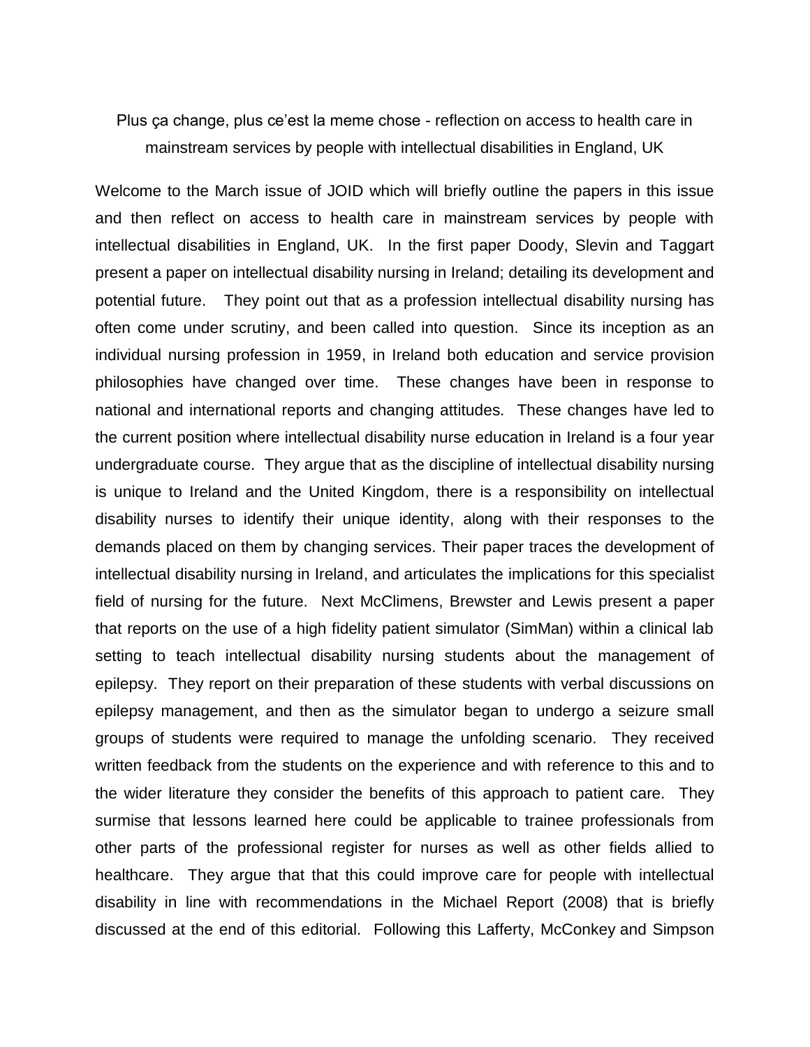# Plus ça change, plus ce'est la meme chose - reflection on access to health care in mainstream services by people with intellectual disabilities in England, UK

Welcome to the March issue of JOID which will briefly outline the papers in this issue and then reflect on access to health care in mainstream services by people with intellectual disabilities in England, UK. In the first paper Doody, Slevin and Taggart present a paper on intellectual disability nursing in Ireland; detailing its development and potential future. They point out that as a profession intellectual disability nursing has often come under scrutiny, and been called into question. Since its inception as an individual nursing profession in 1959, in Ireland both education and service provision philosophies have changed over time. These changes have been in response to national and international reports and changing attitudes. These changes have led to the current position where intellectual disability nurse education in Ireland is a four year undergraduate course. They argue that as the discipline of intellectual disability nursing is unique to Ireland and the United Kingdom, there is a responsibility on intellectual disability nurses to identify their unique identity, along with their responses to the demands placed on them by changing services. Their paper traces the development of intellectual disability nursing in Ireland, and articulates the implications for this specialist field of nursing for the future. Next McClimens, Brewster and Lewis present a paper that reports on the use of a high fidelity patient simulator (SimMan) within a clinical lab setting to teach intellectual disability nursing students about the management of epilepsy. They report on their preparation of these students with verbal discussions on epilepsy management, and then as the simulator began to undergo a seizure small groups of students were required to manage the unfolding scenario. They received written feedback from the students on the experience and with reference to this and to the wider literature they consider the benefits of this approach to patient care. They surmise that lessons learned here could be applicable to trainee professionals from other parts of the professional register for nurses as well as other fields allied to healthcare. They argue that that this could improve care for people with intellectual disability in line with recommendations in the Michael Report (2008) that is briefly discussed at the end of this editorial. Following this Lafferty, McConkey and Simpson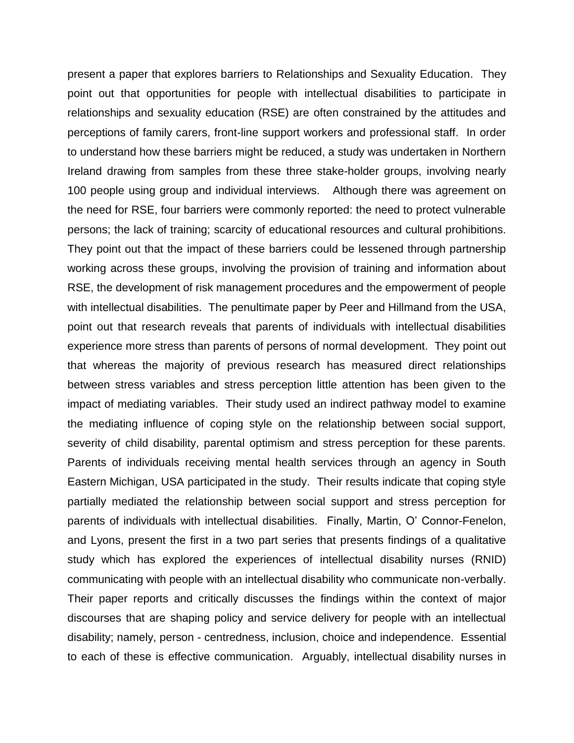present a paper that explores barriers to Relationships and Sexuality Education. They point out that opportunities for people with intellectual disabilities to participate in relationships and sexuality education (RSE) are often constrained by the attitudes and perceptions of family carers, front-line support workers and professional staff. In order to understand how these barriers might be reduced, a study was undertaken in Northern Ireland drawing from samples from these three stake-holder groups, involving nearly 100 people using group and individual interviews. Although there was agreement on the need for RSE, four barriers were commonly reported: the need to protect vulnerable persons; the lack of training; scarcity of educational resources and cultural prohibitions. They point out that the impact of these barriers could be lessened through partnership working across these groups, involving the provision of training and information about RSE, the development of risk management procedures and the empowerment of people with intellectual disabilities. The penultimate paper by Peer and Hillmand from the USA, point out that research reveals that parents of individuals with intellectual disabilities experience more stress than parents of persons of normal development. They point out that whereas the majority of previous research has measured direct relationships between stress variables and stress perception little attention has been given to the impact of mediating variables. Their study used an indirect pathway model to examine the mediating influence of coping style on the relationship between social support, severity of child disability, parental optimism and stress perception for these parents. Parents of individuals receiving mental health services through an agency in South Eastern Michigan, USA participated in the study. Their results indicate that coping style partially mediated the relationship between social support and stress perception for parents of individuals with intellectual disabilities. Finally, Martin, O' Connor-Fenelon, and Lyons, present the first in a two part series that presents findings of a qualitative study which has explored the experiences of intellectual disability nurses (RNID) communicating with people with an intellectual disability who communicate non-verbally. Their paper reports and critically discusses the findings within the context of major discourses that are shaping policy and service delivery for people with an intellectual disability; namely, person - centredness, inclusion, choice and independence. Essential to each of these is effective communication. Arguably, intellectual disability nurses in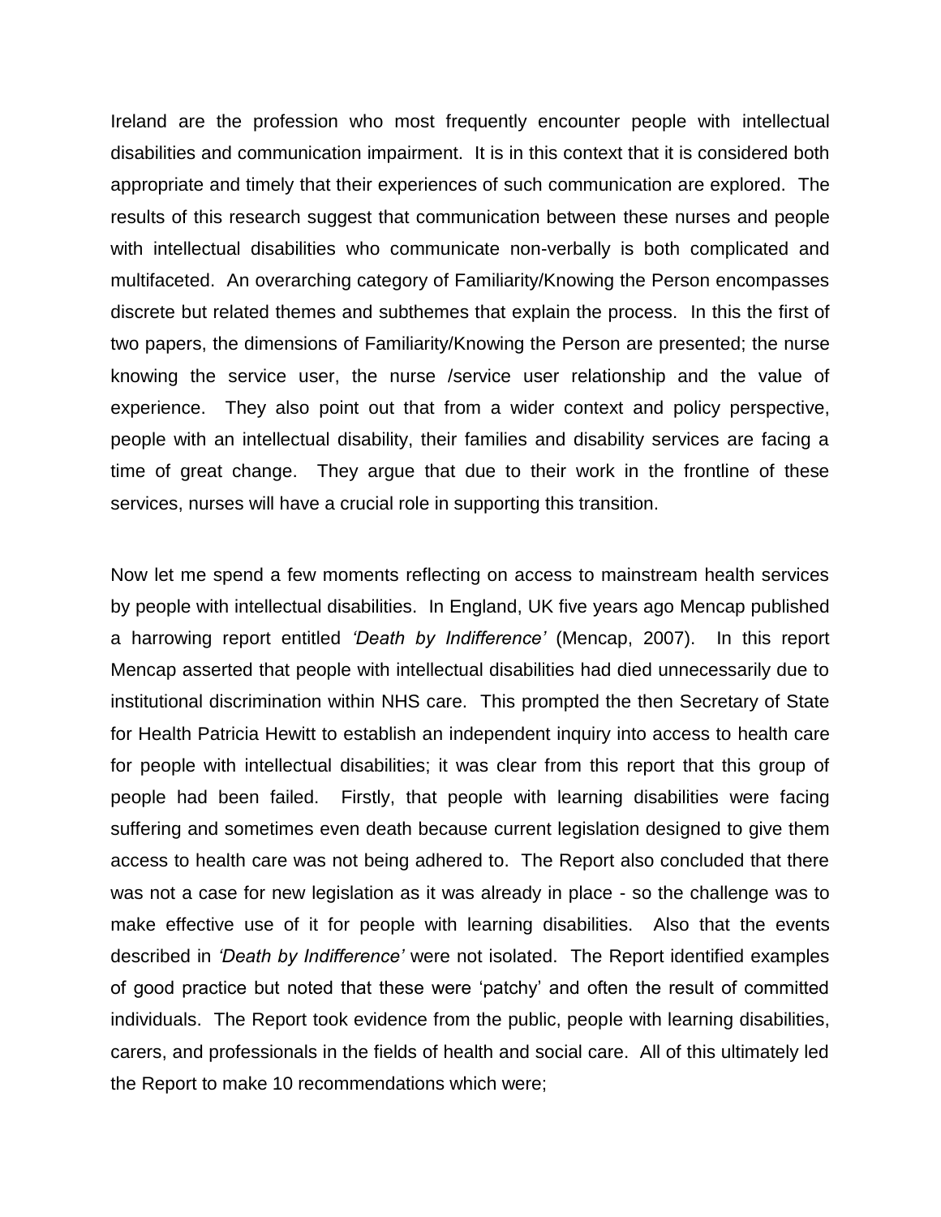Ireland are the profession who most frequently encounter people with intellectual disabilities and communication impairment. It is in this context that it is considered both appropriate and timely that their experiences of such communication are explored. The results of this research suggest that communication between these nurses and people with intellectual disabilities who communicate non-verbally is both complicated and multifaceted. An overarching category of Familiarity/Knowing the Person encompasses discrete but related themes and subthemes that explain the process. In this the first of two papers, the dimensions of Familiarity/Knowing the Person are presented; the nurse knowing the service user, the nurse /service user relationship and the value of experience. They also point out that from a wider context and policy perspective, people with an intellectual disability, their families and disability services are facing a time of great change. They argue that due to their work in the frontline of these services, nurses will have a crucial role in supporting this transition.

Now let me spend a few moments reflecting on access to mainstream health services by people with intellectual disabilities. In England, UK five years ago Mencap published a harrowing report entitled *'Death by Indifference'* (Mencap, 2007). In this report Mencap asserted that people with intellectual disabilities had died unnecessarily due to institutional discrimination within NHS care. This prompted the then Secretary of State for Health Patricia Hewitt to establish an independent inquiry into access to health care for people with intellectual disabilities; it was clear from this report that this group of people had been failed. Firstly, that people with learning disabilities were facing suffering and sometimes even death because current legislation designed to give them access to health care was not being adhered to. The Report also concluded that there was not a case for new legislation as it was already in place - so the challenge was to make effective use of it for people with learning disabilities. Also that the events described in *'Death by Indifference'* were not isolated. The Report identified examples of good practice but noted that these were 'patchy' and often the result of committed individuals. The Report took evidence from the public, people with learning disabilities, carers, and professionals in the fields of health and social care. All of this ultimately led the Report to make 10 recommendations which were;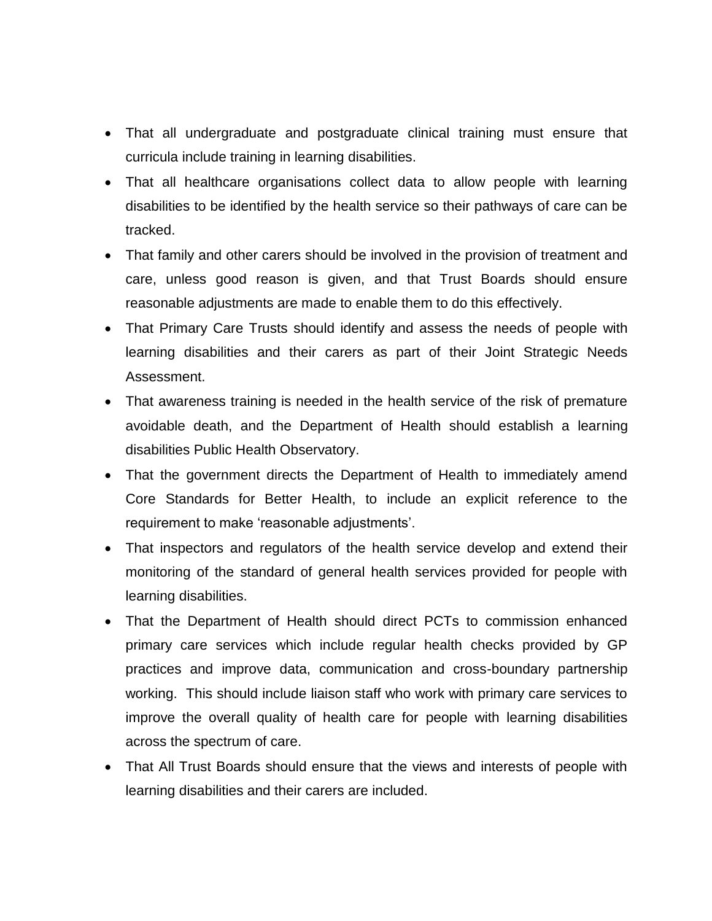- That all undergraduate and postgraduate clinical training must ensure that curricula include training in learning disabilities.
- That all healthcare organisations collect data to allow people with learning disabilities to be identified by the health service so their pathways of care can be tracked.
- That family and other carers should be involved in the provision of treatment and care, unless good reason is given, and that Trust Boards should ensure reasonable adjustments are made to enable them to do this effectively.
- That Primary Care Trusts should identify and assess the needs of people with learning disabilities and their carers as part of their Joint Strategic Needs Assessment.
- That awareness training is needed in the health service of the risk of premature avoidable death, and the Department of Health should establish a learning disabilities Public Health Observatory.
- That the government directs the Department of Health to immediately amend Core Standards for Better Health, to include an explicit reference to the requirement to make 'reasonable adjustments'.
- That inspectors and regulators of the health service develop and extend their monitoring of the standard of general health services provided for people with learning disabilities.
- That the Department of Health should direct PCTs to commission enhanced primary care services which include regular health checks provided by GP practices and improve data, communication and cross-boundary partnership working. This should include liaison staff who work with primary care services to improve the overall quality of health care for people with learning disabilities across the spectrum of care.
- That All Trust Boards should ensure that the views and interests of people with learning disabilities and their carers are included.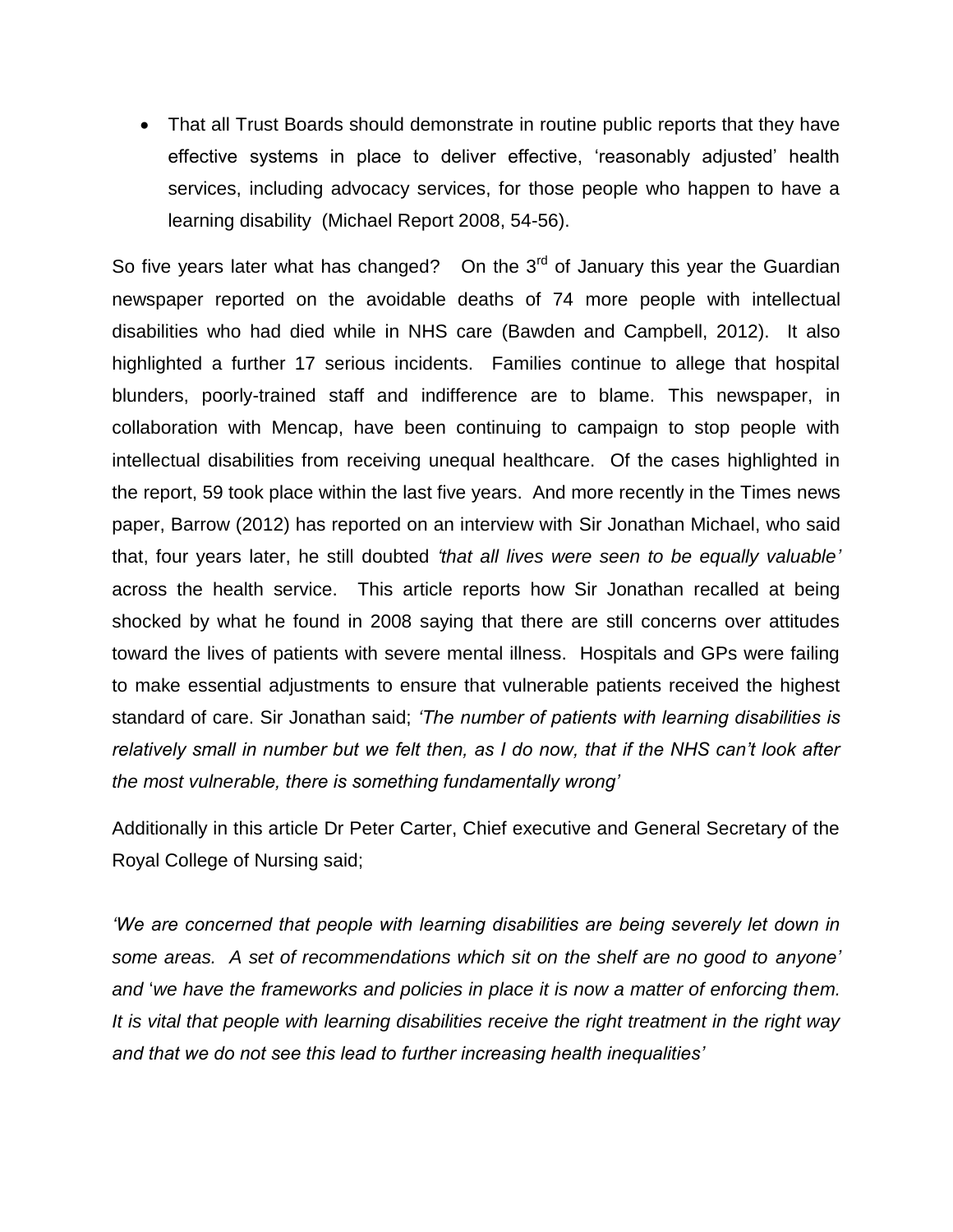- That all Trust Boards should demonstrate in routine public reports that they have effective systems in place to deliver effective, 'reasonably adjusted' health services, including advocacy services, for those people who happen to have a learning disability (Michael Report 2008, 54-56).

So five years later what has changed? On the 3rd of January this year the Guardian newspaper reported on the avoidable deaths of 74 more people with intellectual disabilities who had died while in NHS care (Bawden and Campbell, 2012). It also highlighted a further 17 serious incidents. Families continue to allege that hospital blunders, poorly-trained staff and indifference are to blame. This newspaper, in collaboration with Mencap, have been continuing to campaign to stop people with intellectual disabilities from receiving unequal healthcare. Of the cases highlighted in the report, 59 took place within the last five years. And more recently in the Times news paper, Barrow (2012) has reported on an interview with Sir Jonathan Michael, who said that, four years later, he still doubted *'that all lives were seen to be equally valuable'* across the health service. This article reports how Sir Jonathan recalled at being shocked by what he found in 2008 saying that there are still concerns over attitudes toward the lives of patients with severe mental illness. Hospitals and GPs were failing to make essential adjustments to ensure that vulnerable patients received the highest standard of care. Sir Jonathan said; *'The number of patients with learning disabilities is relatively small in number but we felt then, as I do now, that if the NHS can't look after the most vulnerable, there is something fundamentally wrong'*

Additionally in this article Dr Peter Carter, Chief executive and General Secretary of the Royal College of Nursing said;

*'We are concerned that people with learning disabilities are being severely let down in some areas. A set of recommendations which sit on the shelf are no good to anyone'* and *'we have the frameworks and policies in place it is now a matter of enforcing them. It is vital that people with learning disabilities receive the right treatment in the right way and that we do not see this lead to further increasing health inequalities'*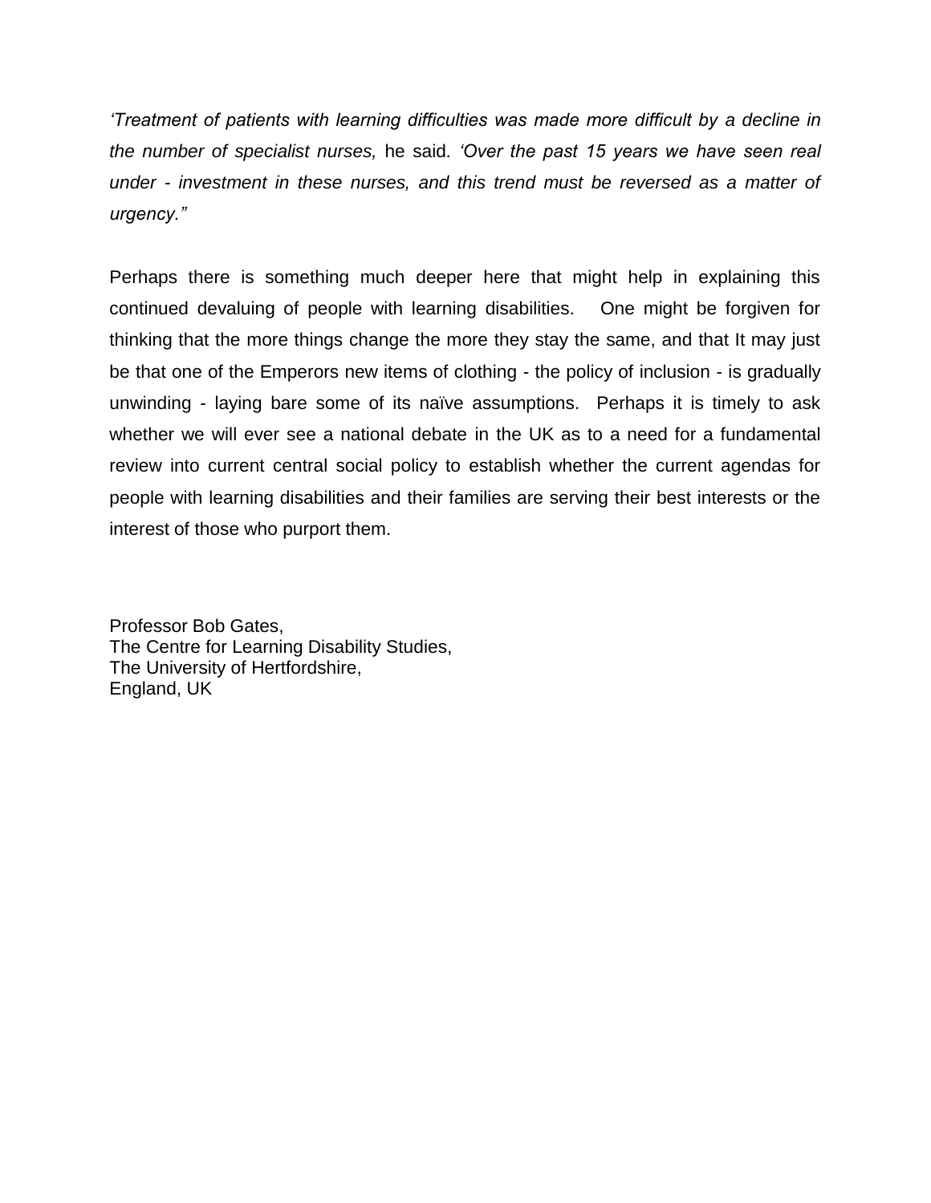*'Treatment of patients with learning difficulties was made more difficult by a decline in the number of specialist nurses,* he said*. 'Over the past 15 years we have seen real under - investment in these nurses, and this trend must be reversed as a matter of urgency."*

Perhaps there is something much deeper here that might help in explaining this continued devaluing of people with learning disabilities. One might be forgiven for thinking that the more things change the more they stay the same, and that It may just be that one of the Emperors new items of clothing - the policy of inclusion - is gradually unwinding - laying bare some of its naïve assumptions. Perhaps it is timely to ask whether we will ever see a national debate in the UK as to a need for a fundamental review into current central social policy to establish whether the current agendas for people with learning disabilities and their families are serving their best interests or the interest of those who purport them.

Professor Bob Gates,
The Centre for Learning Disability Studies,
The University of Hertfordshire,
England, UK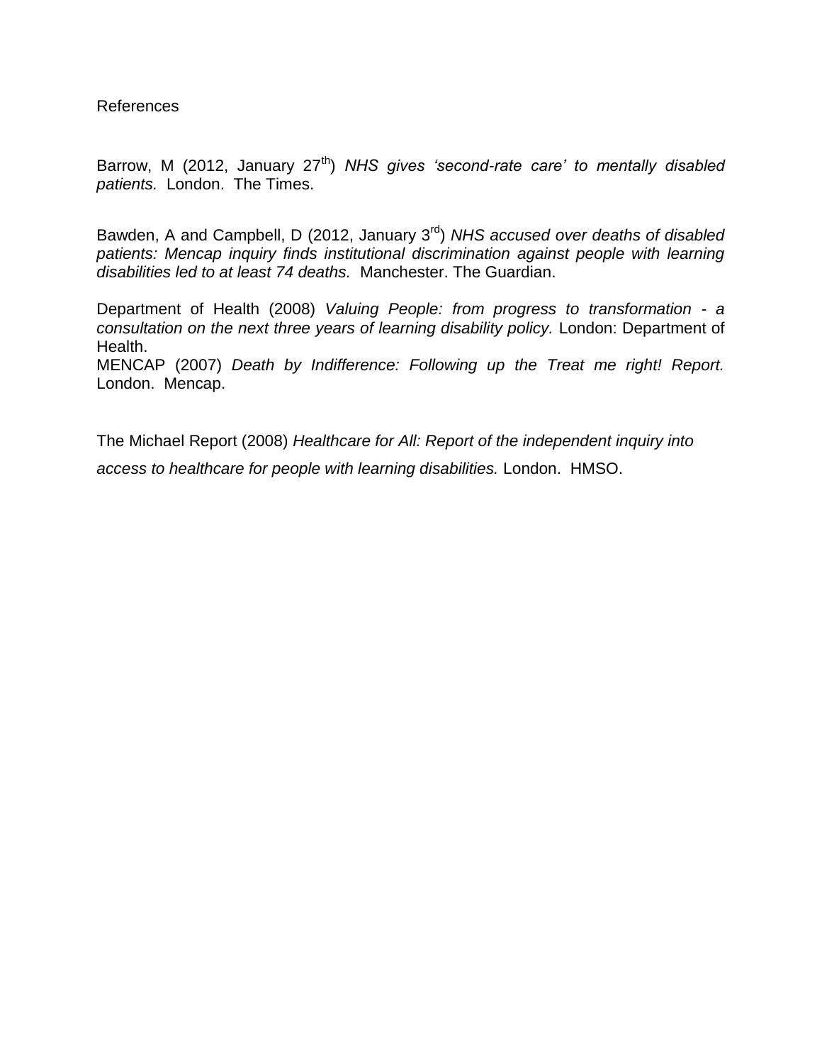References

Barrow, M (2012, January 27th) *NHS gives 'second-rate care' to mentally disabled patients.* London. The Times.

Bawden, A and Campbell, D (2012, January 3rd) *NHS accused over deaths of disabled patients: Mencap inquiry finds institutional discrimination against people with learning disabilities led to at least 74 deaths.* Manchester. The Guardian.

Department of Health (2008) *Valuing People: from progress to transformation - a consultation on the next three years of learning disability policy.* London: Department of Health.

MENCAP (2007) *Death by Indifference: Following up the Treat me right! Report.* London. Mencap.

The Michael Report (2008) *Healthcare for All: Report of the independent inquiry into access to healthcare for people with learning disabilities.* London. HMSO.